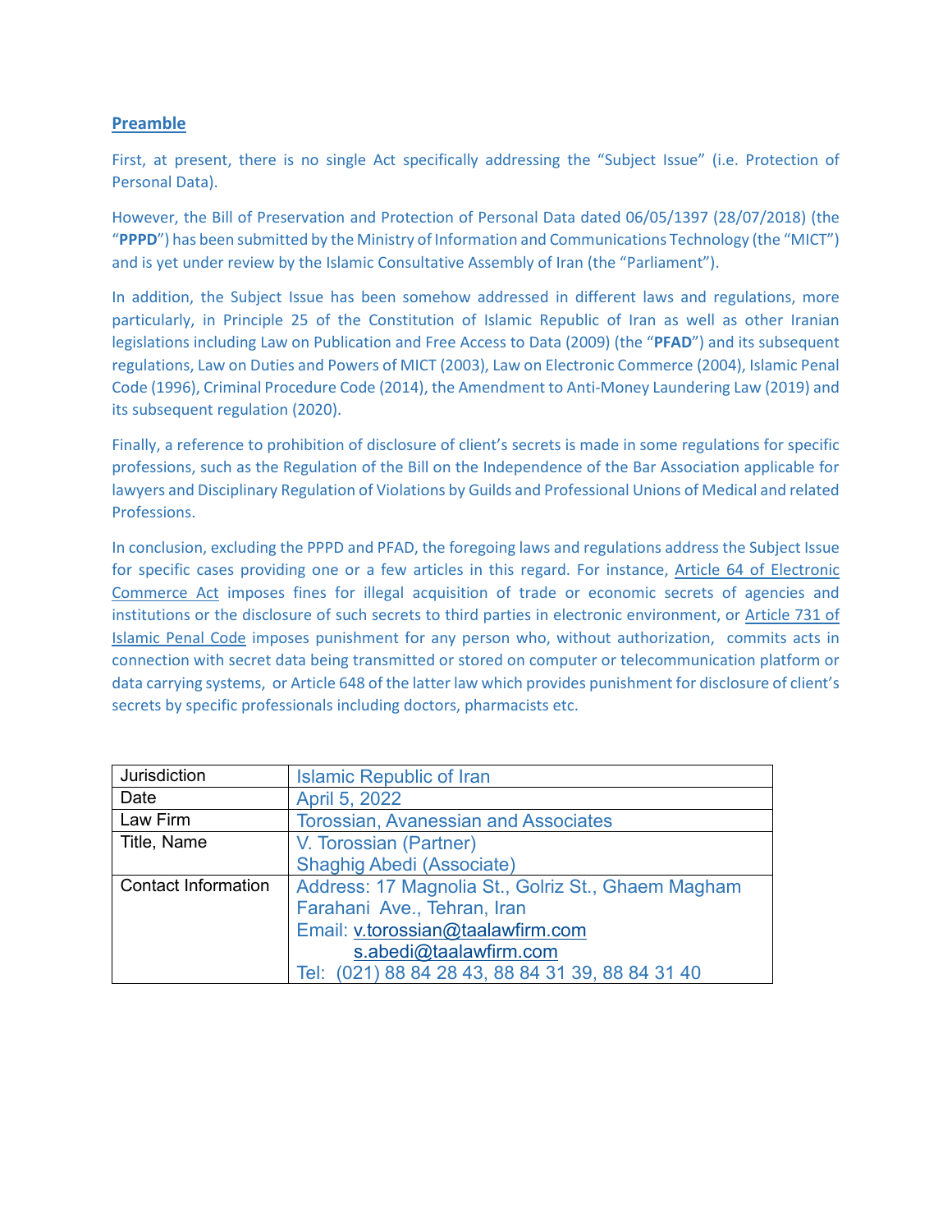## Preamble

First, at present, there is no single Act specifically addressing the "Subject Issue" (i.e. Protection of Personal Data).

However, the Bill of Preservation and Protection of Personal Data dated 06/05/1397 (28/07/2018) (the "**PPPD**") has been submitted by the Ministry of Information and Communications Technology (the "MICT") and is yet under review by the Islamic Consultative Assembly of Iran (the "Parliament").

In addition, the Subject Issue has been somehow addressed in different laws and regulations, more particularly, in Principle 25 of the Constitution of Islamic Republic of Iran as well as other Iranian legislations including Law on Publication and Free Access to Data (2009) (the "**PFAD**") and its subsequent regulations, Law on Duties and Powers of MICT (2003), Law on Electronic Commerce (2004), Islamic Penal Code (1996), Criminal Procedure Code (2014), the Amendment to Anti-Money Laundering Law (2019) and its subsequent regulation (2020).

Finally, a reference to prohibition of disclosure of client's secrets is made in some regulations for specific professions, such as the Regulation of the Bill on the Independence of the Bar Association applicable for lawyers and Disciplinary Regulation of Violations by Guilds and Professional Unions of Medical and related Professions.

In conclusion, excluding the PPPD and PFAD, the foregoing laws and regulations address the Subject Issue for specific cases providing one or a few articles in this regard. For instance, Article 64 of Electronic Commerce Act imposes fines for illegal acquisition of trade or economic secrets of agencies and institutions or the disclosure of such secrets to third parties in electronic environment, or Article 731 of Islamic Penal Code imposes punishment for any person who, without authorization, commits acts in connection with secret data being transmitted or stored on computer or telecommunication platform or data carrying systems, or Article 648 of the latter law which provides punishment for disclosure of client's secrets by specific professionals including doctors, pharmacists etc.

| Jurisdiction | Islamic Republic of Iran |
|---|---|
| Date | April 5, 2022 |
| Law Firm | Torossian, Avanessian and Associates |
| Title, Name | V. Torossian (Partner)<br>Shaghig Abedi (Associate) |
| Contact Information | Address: 17 Magnolia St., Golriz St., Ghaem Magham Farahani Ave., Tehran, Iran<br>Email: v.torossian@taalawfirm.com<br>s.abedi@taalawfirm.com<br>Tel: (021) 88 84 28 43, 88 84 31 39, 88 84 31 40 |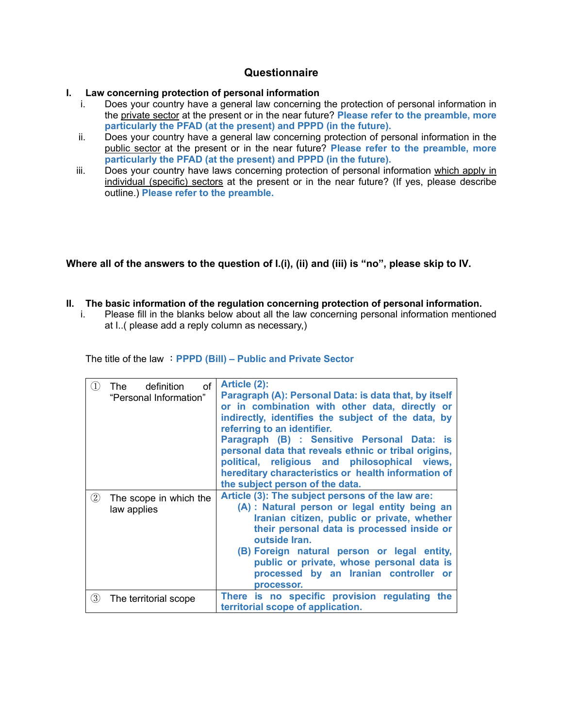## Questionnaire

**I. Law concerning protection of personal information**

i. Does your country have a general law concerning the protection of personal information in the private sector at the present or in the near future? **Please refer to the preamble, more particularly the PFAD (at the present) and PPPD (in the future).**

ii. Does your country have a general law concerning protection of personal information in the public sector at the present or in the near future? **Please refer to the preamble, more particularly the PFAD (at the present) and PPPD (in the future).**

iii. Does your country have laws concerning protection of personal information which apply in individual (specific) sectors at the present or in the near future? (If yes, please describe outline.) **Please refer to the preamble.**

**Where all of the answers to the question of I.(i), (ii) and (iii) is "no", please skip to IV.**

**II. The basic information of the regulation concerning protection of personal information.**

i. Please fill in the blanks below about all the law concerning personal information mentioned at I..( please add a reply column as necessary,)

The title of the law ：**PPPD (Bill) – Public and Private Sector**

| | |
|---|---|
| ① The definition of "Personal Information" | **Article (2):** **Paragraph (A): Personal Data: is data that, by itself or in combination with other data, directly or indirectly, identifies the subject of the data, by referring to an identifier.** **Paragraph (B) : Sensitive Personal Data: is personal data that reveals ethnic or tribal origins, political, religious and philosophical views, hereditary characteristics or health information of the subject person of the data.** |
| ② The scope in which the law applies | **Article (3): The subject persons of the law are:** **(A) : Natural person or legal entity being an Iranian citizen, public or private, whether their personal data is processed inside or outside Iran.** **(B) Foreign natural person or legal entity, public or private, whose personal data is processed by an Iranian controller or processor.** |
| ③ The territorial scope | **There is no specific provision regulating the territorial scope of application.** |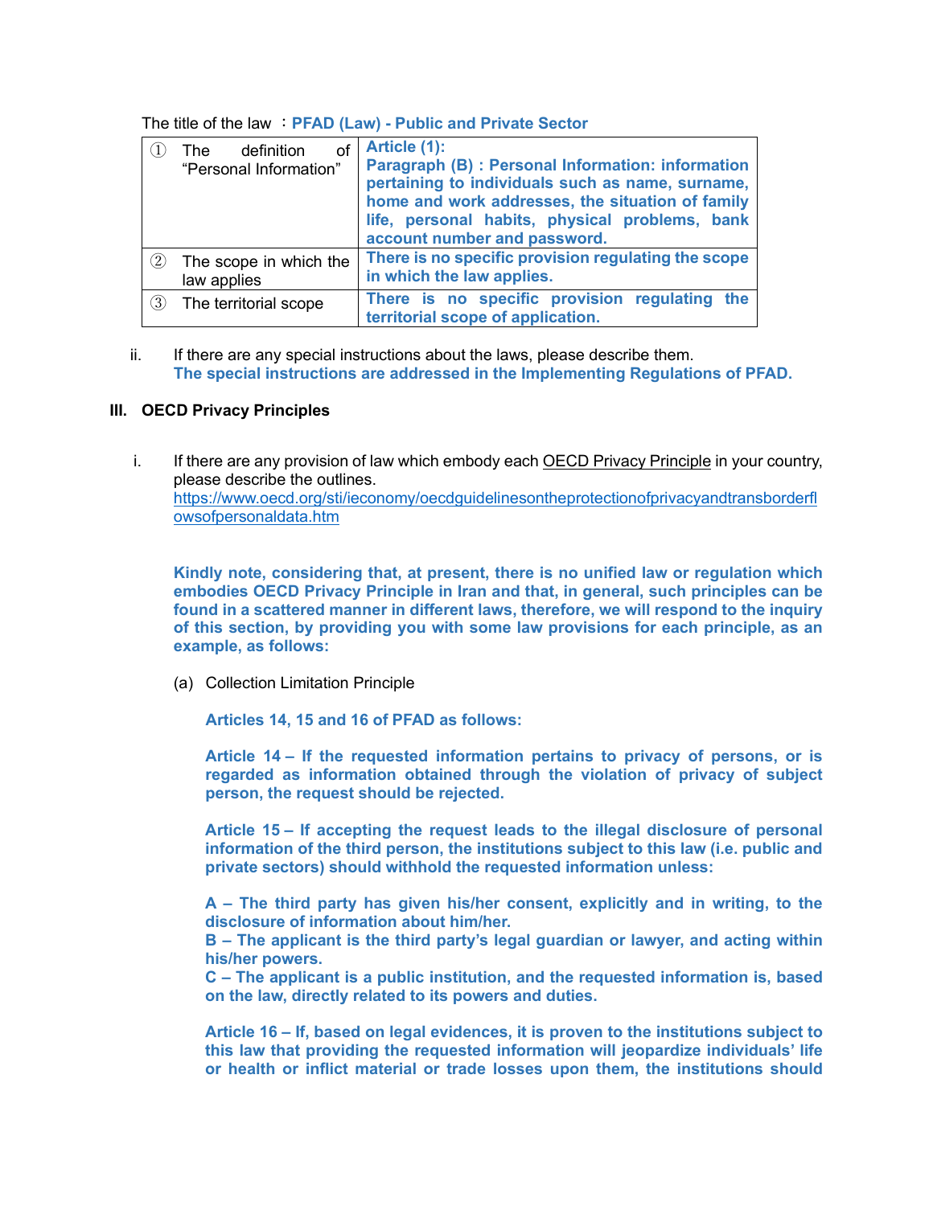The title of the law ：**PFAD (Law) - Public and Private Sector**

| | | |
|---|---|---|
| ① | The definition of "Personal Information" | **Article (1):** **Paragraph (B) : Personal Information: information pertaining to individuals such as name, surname, home and work addresses, the situation of family life, personal habits, physical problems, bank account number and password.** |
| ② | The scope in which the law applies | **There is no specific provision regulating the scope in which the law applies.** |
| ③ | The territorial scope | **There is no specific provision regulating the territorial scope of application.** |

ii. If there are any special instructions about the laws, please describe them.
**The special instructions are addressed in the Implementing Regulations of PFAD.**

## III. OECD Privacy Principles

i. If there are any provision of law which embody each OECD Privacy Principle in your country, please describe the outlines.
https://www.oecd.org/sti/ieconomy/oecdguidelinesontheprotectionofprivacyandtransborderflowsofpersonaldata.htm

**Kindly note, considering that, at present, there is no unified law or regulation which embodies OECD Privacy Principle in Iran and that, in general, such principles can be found in a scattered manner in different laws, therefore, we will respond to the inquiry of this section, by providing you with some law provisions for each principle, as an example, as follows:**

(a) Collection Limitation Principle

**Articles 14, 15 and 16 of PFAD as follows:**

**Article 14 – If the requested information pertains to privacy of persons, or is regarded as information obtained through the violation of privacy of subject person, the request should be rejected.**

**Article 15 – If accepting the request leads to the illegal disclosure of personal information of the third person, the institutions subject to this law (i.e. public and private sectors) should withhold the requested information unless:**

**A – The third party has given his/her consent, explicitly and in writing, to the disclosure of information about him/her.**
**B – The applicant is the third party's legal guardian or lawyer, and acting within his/her powers.**
**C – The applicant is a public institution, and the requested information is, based on the law, directly related to its powers and duties.**

**Article 16 – If, based on legal evidences, it is proven to the institutions subject to this law that providing the requested information will jeopardize individuals' life or health or inflict material or trade losses upon them, the institutions should**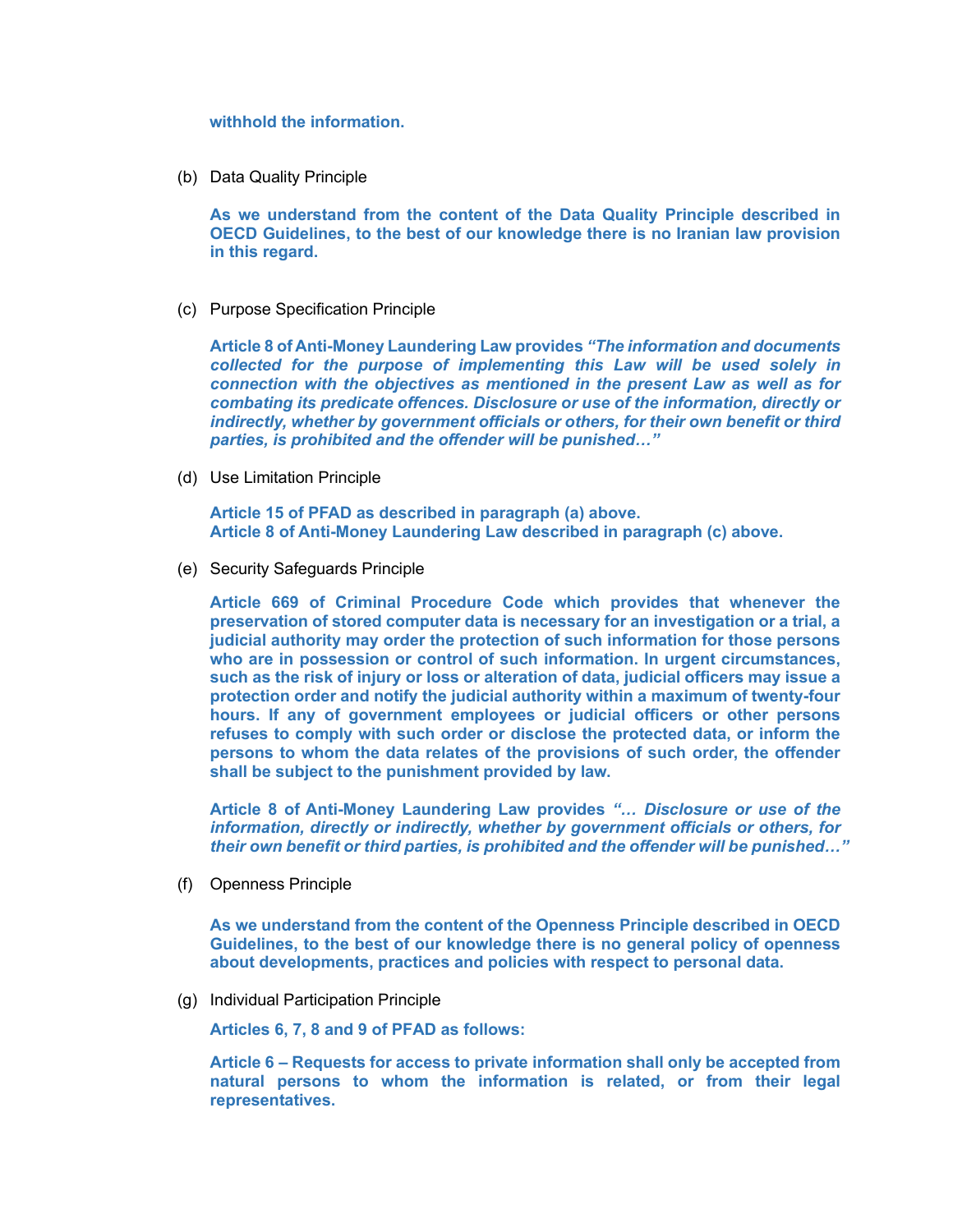**withhold the information.**

(b) Data Quality Principle

**As we understand from the content of the Data Quality Principle described in OECD Guidelines, to the best of our knowledge there is no Iranian law provision in this regard.**

(c) Purpose Specification Principle

**Article 8 of Anti-Money Laundering Law provides *"The information and documents collected for the purpose of implementing this Law will be used solely in connection with the objectives as mentioned in the present Law as well as for combating its predicate offences. Disclosure or use of the information, directly or indirectly, whether by government officials or others, for their own benefit or third parties, is prohibited and the offender will be punished…"***

(d) Use Limitation Principle

**Article 15 of PFAD as described in paragraph (a) above.**
**Article 8 of Anti-Money Laundering Law described in paragraph (c) above.**

(e) Security Safeguards Principle

**Article 669 of Criminal Procedure Code which provides that whenever the preservation of stored computer data is necessary for an investigation or a trial, a judicial authority may order the protection of such information for those persons who are in possession or control of such information. In urgent circumstances, such as the risk of injury or loss or alteration of data, judicial officers may issue a protection order and notify the judicial authority within a maximum of twenty-four hours. If any of government employees or judicial officers or other persons refuses to comply with such order or disclose the protected data, or inform the persons to whom the data relates of the provisions of such order, the offender shall be subject to the punishment provided by law.**

**Article 8 of Anti-Money Laundering Law provides *"… Disclosure or use of the information, directly or indirectly, whether by government officials or others, for their own benefit or third parties, is prohibited and the offender will be punished…"***

(f) Openness Principle

**As we understand from the content of the Openness Principle described in OECD Guidelines, to the best of our knowledge there is no general policy of openness about developments, practices and policies with respect to personal data.**

(g) Individual Participation Principle

**Articles 6, 7, 8 and 9 of PFAD as follows:**

**Article 6 – Requests for access to private information shall only be accepted from natural persons to whom the information is related, or from their legal representatives.**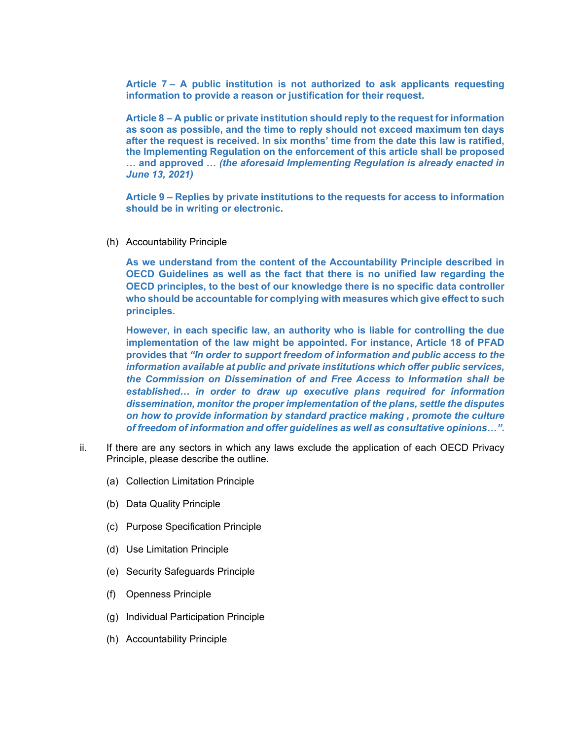**Article 7 – A public institution is not authorized to ask applicants requesting information to provide a reason or justification for their request.**

**Article 8 – A public or private institution should reply to the request for information as soon as possible, and the time to reply should not exceed maximum ten days after the request is received. In six months' time from the date this law is ratified, the Implementing Regulation on the enforcement of this article shall be proposed … and approved …** ***(the aforesaid Implementing Regulation is already enacted in June 13, 2021)***

**Article 9 – Replies by private institutions to the requests for access to information should be in writing or electronic.**

(h) Accountability Principle

**As we understand from the content of the Accountability Principle described in OECD Guidelines as well as the fact that there is no unified law regarding the OECD principles, to the best of our knowledge there is no specific data controller who should be accountable for complying with measures which give effect to such principles.**

**However, in each specific law, an authority who is liable for controlling the due implementation of the law might be appointed. For instance, Article 18 of PFAD provides that** ***"In order to support freedom of information and public access to the information available at public and private institutions which offer public services, the Commission on Dissemination of and Free Access to Information shall be established… in order to draw up executive plans required for information dissemination, monitor the proper implementation of the plans, settle the disputes on how to provide information by standard practice making , promote the culture of freedom of information and offer guidelines as well as consultative opinions…".***

ii. If there are any sectors in which any laws exclude the application of each OECD Privacy Principle, please describe the outline.

(a) Collection Limitation Principle

(b) Data Quality Principle

(c) Purpose Specification Principle

(d) Use Limitation Principle

(e) Security Safeguards Principle

(f) Openness Principle

(g) Individual Participation Principle

(h) Accountability Principle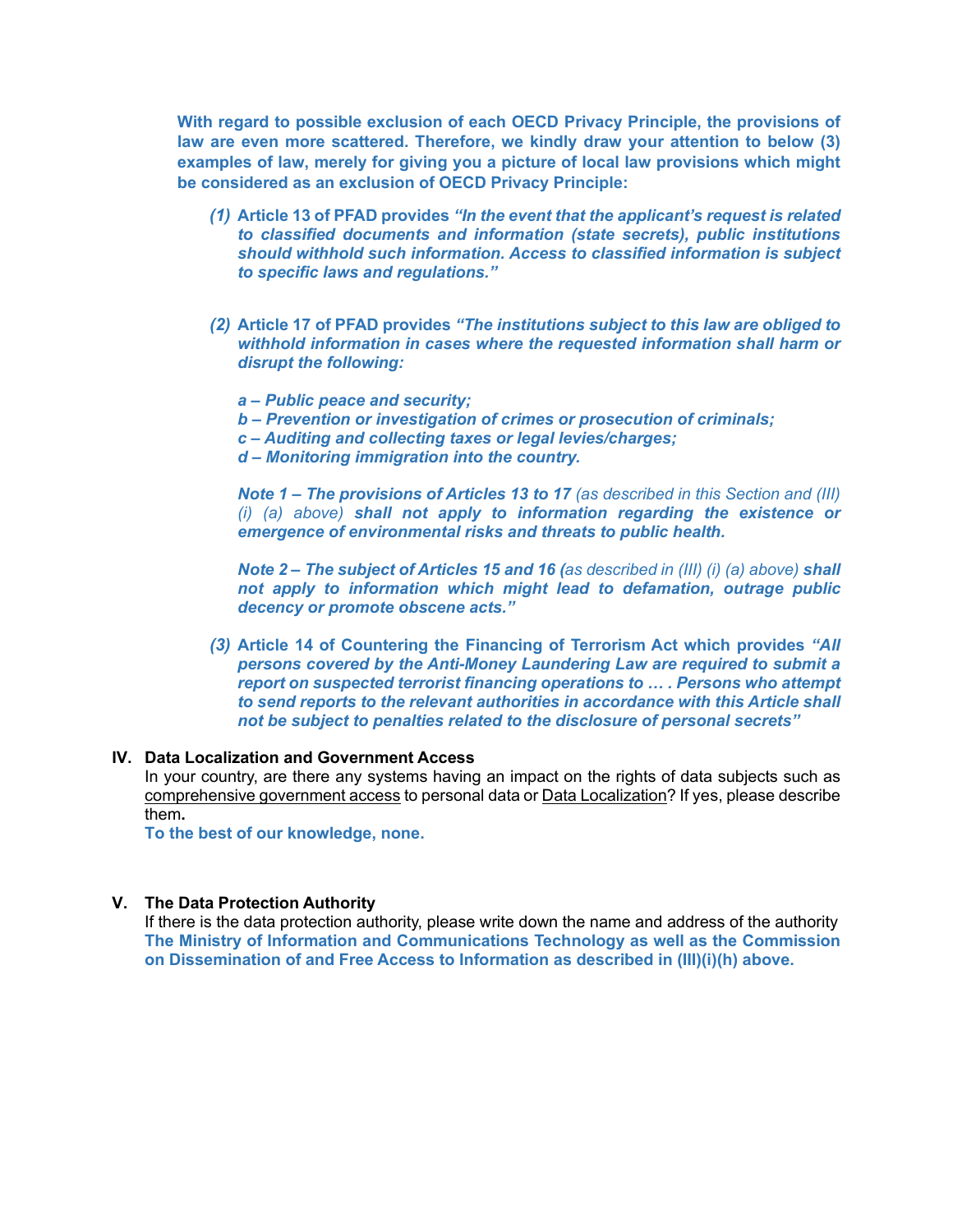**With regard to possible exclusion of each OECD Privacy Principle, the provisions of law are even more scattered. Therefore, we kindly draw your attention to below (3) examples of law, merely for giving you a picture of local law provisions which might be considered as an exclusion of OECD Privacy Principle:**

*(1)* **Article 13 of PFAD provides** ***"In the event that the applicant's request is related to classified documents and information (state secrets), public institutions should withhold such information. Access to classified information is subject to specific laws and regulations."***

*(2)* **Article 17 of PFAD provides** ***"The institutions subject to this law are obliged to withhold information in cases where the requested information shall harm or disrupt the following:***

***a – Public peace and security;***
***b – Prevention or investigation of crimes or prosecution of criminals;***
***c – Auditing and collecting taxes or legal levies/charges;***
***d – Monitoring immigration into the country.***

***Note 1 – The provisions of Articles 13 to 17*** *(as described in this Section and (III) (i) (a) above)* ***shall not apply to information regarding the existence or emergence of environmental risks and threats to public health.***

***Note 2 – The subject of Articles 15 and 16*** *(as described in (III) (i) (a) above)* ***shall not apply to information which might lead to defamation, outrage public decency or promote obscene acts."***

*(3)* **Article 14 of Countering the Financing of Terrorism Act which provides** ***"All persons covered by the Anti-Money Laundering Law are required to submit a report on suspected terrorist financing operations to … . Persons who attempt to send reports to the relevant authorities in accordance with this Article shall not be subject to penalties related to the disclosure of personal secrets"***

## IV. Data Localization and Government Access

In your country, are there any systems having an impact on the rights of data subjects such as comprehensive government access to personal data or Data Localization? If yes, please describe them**.**

**To the best of our knowledge, none.**

## V. The Data Protection Authority

If there is the data protection authority, please write down the name and address of the authority

**The Ministry of Information and Communications Technology as well as the Commission on Dissemination of and Free Access to Information as described in (III)(i)(h) above.**